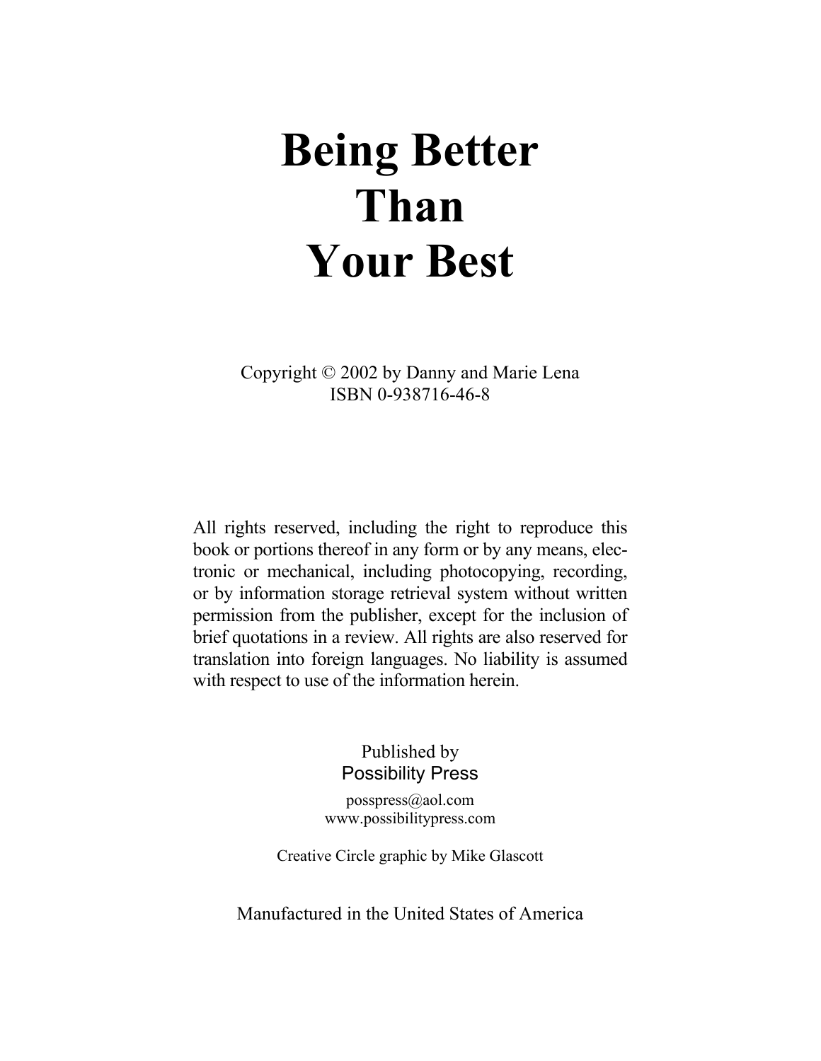# Being Better Than Your Best

Copyright © 2002 by Danny and Marie Lena
ISBN 0-938716-46-8

All rights reserved, including the right to reproduce this book or portions thereof in any form or by any means, electronic or mechanical, including photocopying, recording, or by information storage retrieval system without written permission from the publisher, except for the inclusion of brief quotations in a review. All rights are also reserved for translation into foreign languages. No liability is assumed with respect to use of the information herein.

Published by
Possibility Press

posspress@aol.com
www.possibilitypress.com

Creative Circle graphic by Mike Glascott

Manufactured in the United States of America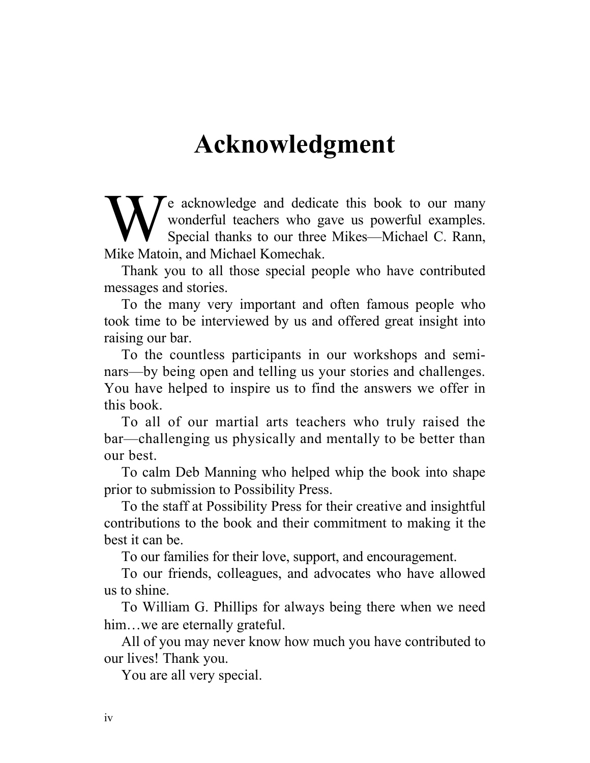# Acknowledgment

We acknowledge and dedicate this book to our many wonderful teachers who gave us powerful examples. Special thanks to our three Mikes—Michael C. Rann, Mike Matoin, and Michael Komechak.

Thank you to all those special people who have contributed messages and stories.

To the many very important and often famous people who took time to be interviewed by us and offered great insight into raising our bar.

To the countless participants in our workshops and seminars—by being open and telling us your stories and challenges. You have helped to inspire us to find the answers we offer in this book.

To all of our martial arts teachers who truly raised the bar—challenging us physically and mentally to be better than our best.

To calm Deb Manning who helped whip the book into shape prior to submission to Possibility Press.

To the staff at Possibility Press for their creative and insightful contributions to the book and their commitment to making it the best it can be.

To our families for their love, support, and encouragement.

To our friends, colleagues, and advocates who have allowed us to shine.

To William G. Phillips for always being there when we need him…we are eternally grateful.

All of you may never know how much you have contributed to our lives! Thank you.

You are all very special.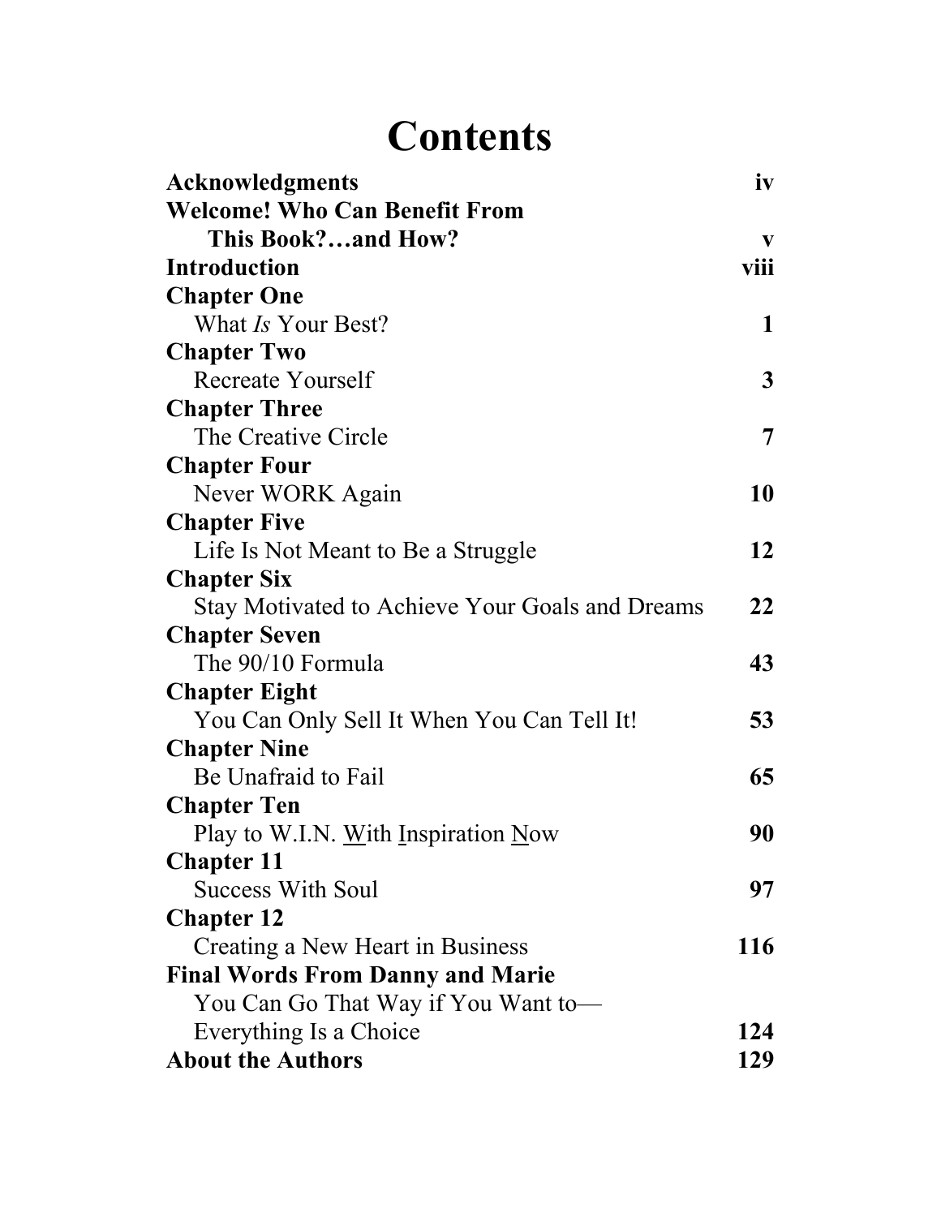# Contents

| | |
|---|---|
| **Acknowledgments** | **iv** |
| **Welcome! Who Can Benefit From This Book?…and How?** | **v** |
| **Introduction** | **viii** |
| **Chapter One** What *Is* Your Best? | **1** |
| **Chapter Two** Recreate Yourself | **3** |
| **Chapter Three** The Creative Circle | **7** |
| **Chapter Four** Never WORK Again | **10** |
| **Chapter Five** Life Is Not Meant to Be a Struggle | **12** |
| **Chapter Six** Stay Motivated to Achieve Your Goals and Dreams | **22** |
| **Chapter Seven** The 90/10 Formula | **43** |
| **Chapter Eight** You Can Only Sell It When You Can Tell It! | **53** |
| **Chapter Nine** Be Unafraid to Fail | **65** |
| **Chapter Ten** Play to W.I.N. <u>W</u>ith <u>I</u>nspiration <u>N</u>ow | **90** |
| **Chapter 11** Success With Soul | **97** |
| **Chapter 12** Creating a New Heart in Business | **116** |
| **Final Words From Danny and Marie** You Can Go That Way if You Want to—Everything Is a Choice | **124** |
| **About the Authors** | **129** |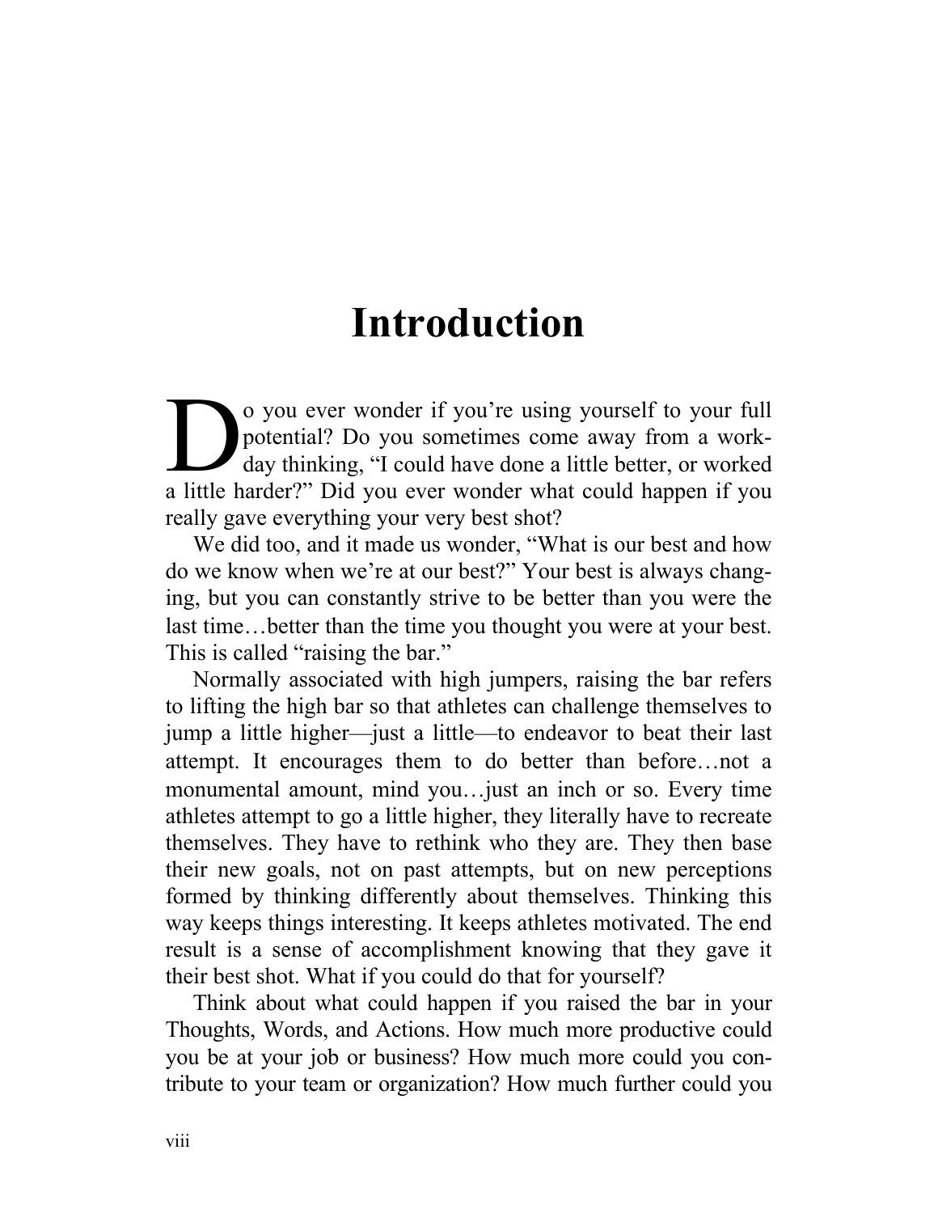# Introduction

Do you ever wonder if you're using yourself to your full potential? Do you sometimes come away from a workday thinking, "I could have done a little better, or worked a little harder?" Did you ever wonder what could happen if you really gave everything your very best shot?

We did too, and it made us wonder, "What is our best and how do we know when we're at our best?" Your best is always changing, but you can constantly strive to be better than you were the last time…better than the time you thought you were at your best. This is called "raising the bar."

Normally associated with high jumpers, raising the bar refers to lifting the high bar so that athletes can challenge themselves to jump a little higher—just a little—to endeavor to beat their last attempt. It encourages them to do better than before…not a monumental amount, mind you…just an inch or so. Every time athletes attempt to go a little higher, they literally have to recreate themselves. They have to rethink who they are. They then base their new goals, not on past attempts, but on new perceptions formed by thinking differently about themselves. Thinking this way keeps things interesting. It keeps athletes motivated. The end result is a sense of accomplishment knowing that they gave it their best shot. What if you could do that for yourself?

Think about what could happen if you raised the bar in your Thoughts, Words, and Actions. How much more productive could you be at your job or business? How much more could you contribute to your team or organization? How much further could you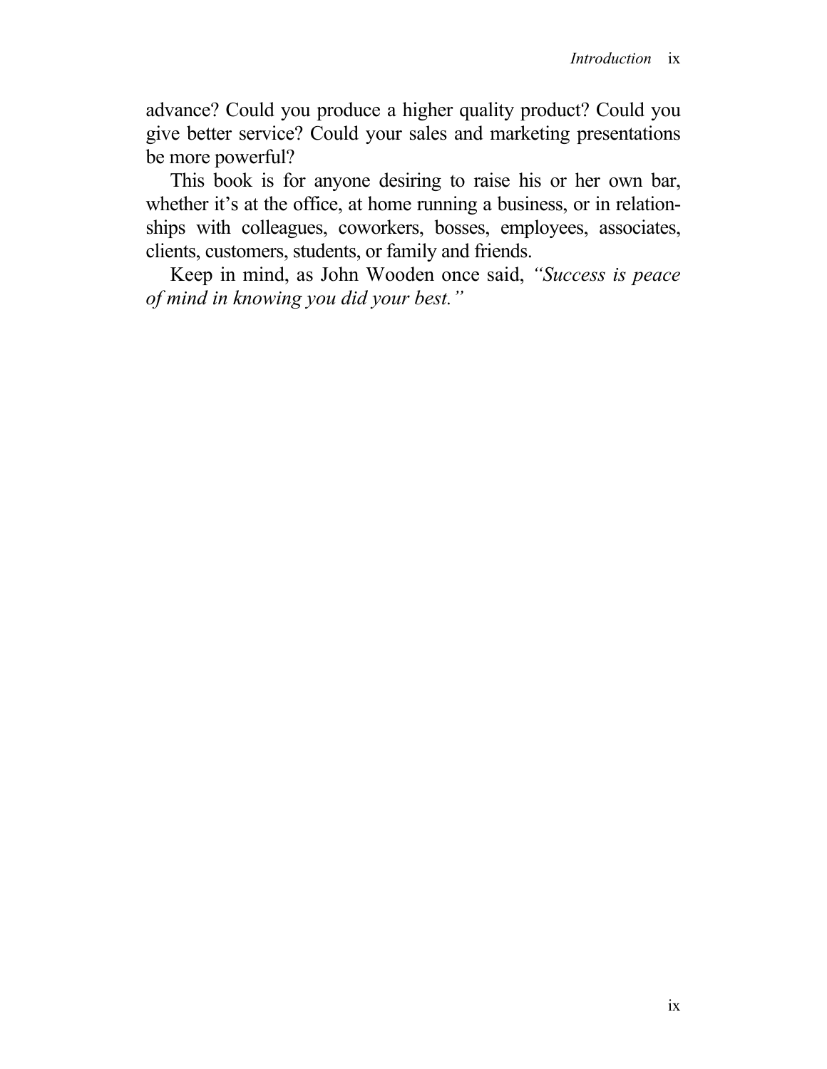advance? Could you produce a higher quality product? Could you give better service? Could your sales and marketing presentations be more powerful?

This book is for anyone desiring to raise his or her own bar, whether it's at the office, at home running a business, or in relationships with colleagues, coworkers, bosses, employees, associates, clients, customers, students, or family and friends.

Keep in mind, as John Wooden once said, *"Success is peace of mind in knowing you did your best."*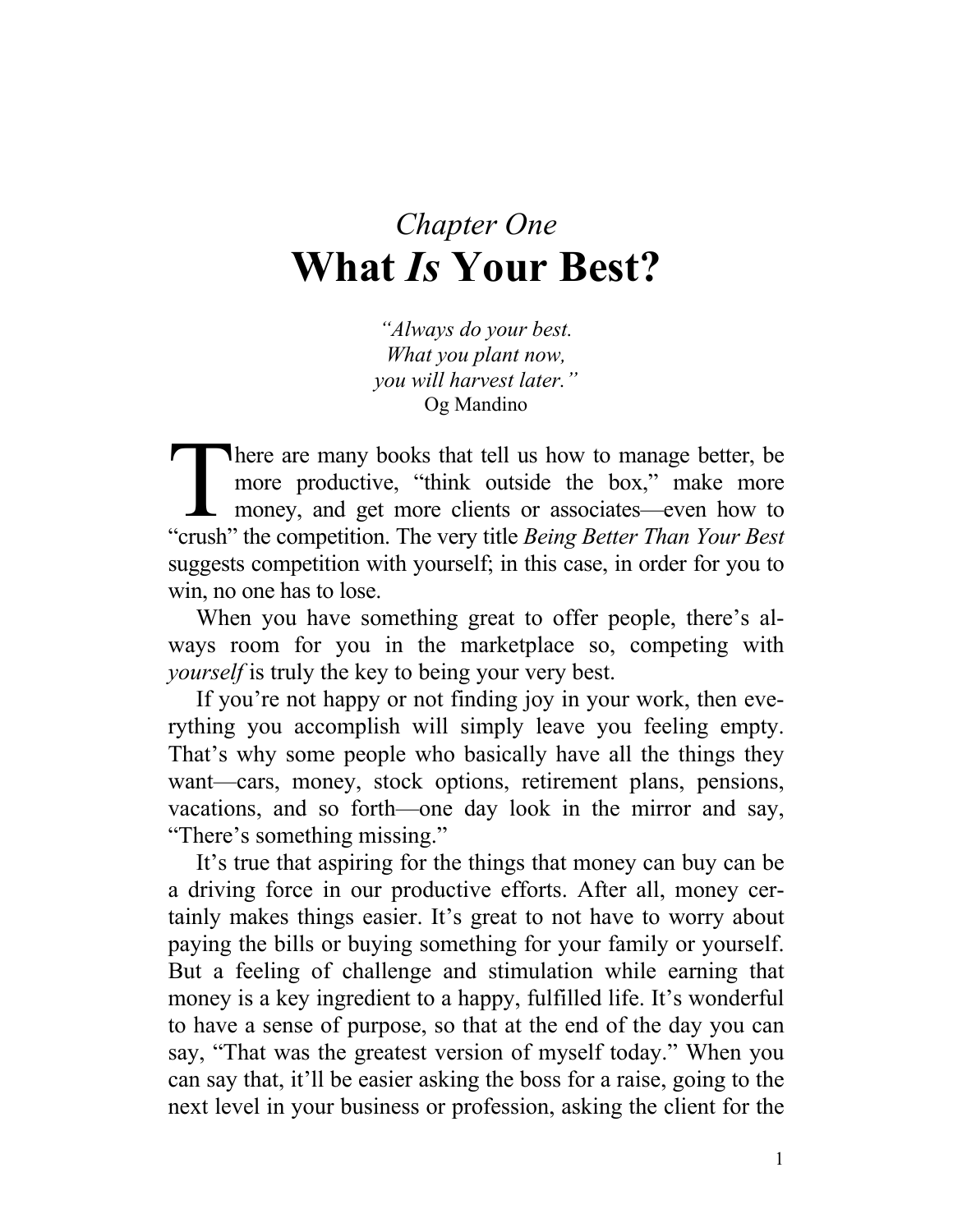*Chapter One*

# What *Is* Your Best?

*"Always do your best.*
*What you plant now,*
*you will harvest later."*
Og Mandino

There are many books that tell us how to manage better, be more productive, "think outside the box," make more money, and get more clients or associates—even how to "crush" the competition. The very title *Being Better Than Your Best* suggests competition with yourself; in this case, in order for you to win, no one has to lose.

When you have something great to offer people, there's always room for you in the marketplace so, competing with *yourself* is truly the key to being your very best.

If you're not happy or not finding joy in your work, then everything you accomplish will simply leave you feeling empty. That's why some people who basically have all the things they want—cars, money, stock options, retirement plans, pensions, vacations, and so forth—one day look in the mirror and say, "There's something missing."

It's true that aspiring for the things that money can buy can be a driving force in our productive efforts. After all, money certainly makes things easier. It's great to not have to worry about paying the bills or buying something for your family or yourself. But a feeling of challenge and stimulation while earning that money is a key ingredient to a happy, fulfilled life. It's wonderful to have a sense of purpose, so that at the end of the day you can say, "That was the greatest version of myself today." When you can say that, it'll be easier asking the boss for a raise, going to the next level in your business or profession, asking the client for the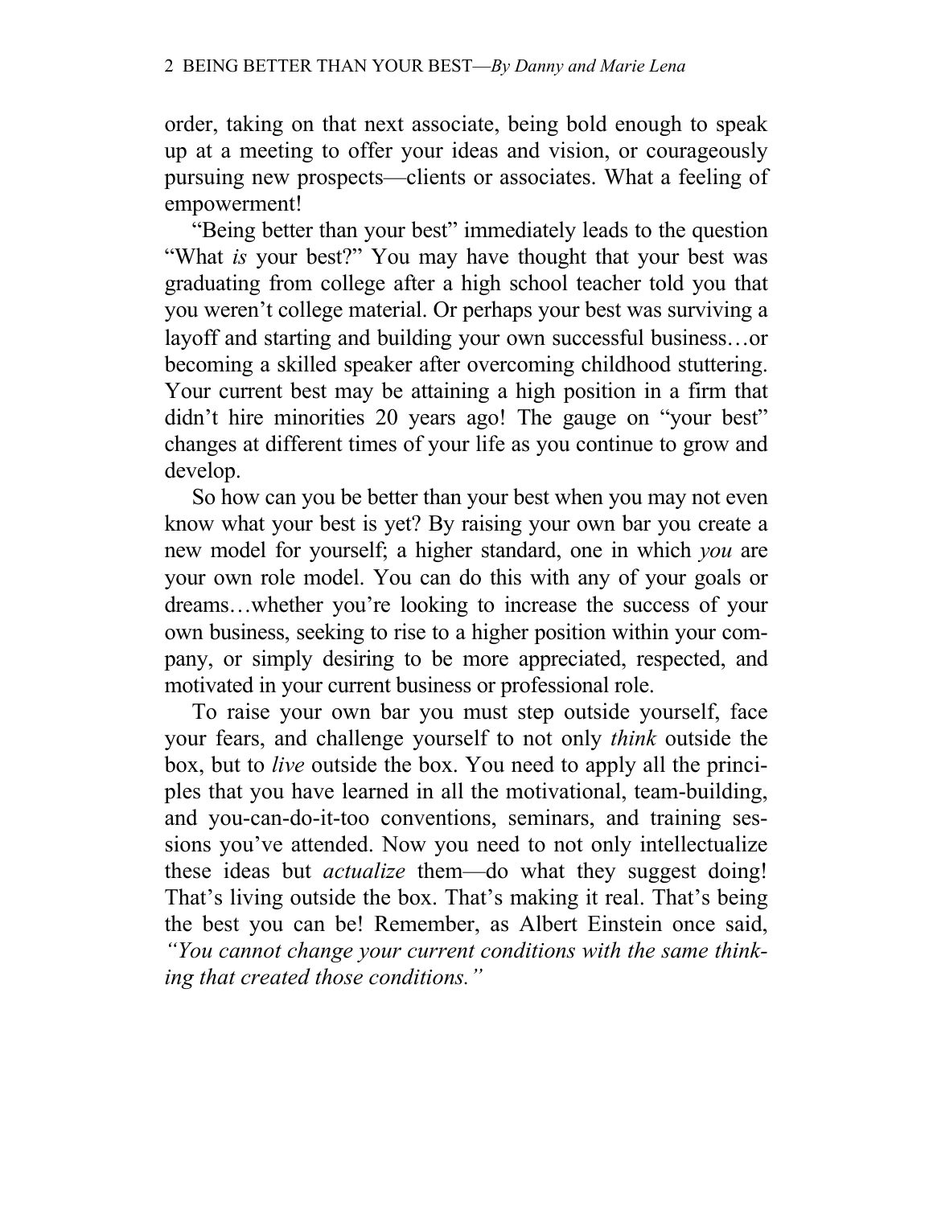order, taking on that next associate, being bold enough to speak up at a meeting to offer your ideas and vision, or courageously pursuing new prospects—clients or associates. What a feeling of empowerment!

"Being better than your best" immediately leads to the question "What *is* your best?" You may have thought that your best was graduating from college after a high school teacher told you that you weren't college material. Or perhaps your best was surviving a layoff and starting and building your own successful business…or becoming a skilled speaker after overcoming childhood stuttering. Your current best may be attaining a high position in a firm that didn't hire minorities 20 years ago! The gauge on "your best" changes at different times of your life as you continue to grow and develop.

So how can you be better than your best when you may not even know what your best is yet? By raising your own bar you create a new model for yourself; a higher standard, one in which *you* are your own role model. You can do this with any of your goals or dreams…whether you're looking to increase the success of your own business, seeking to rise to a higher position within your company, or simply desiring to be more appreciated, respected, and motivated in your current business or professional role.

To raise your own bar you must step outside yourself, face your fears, and challenge yourself to not only *think* outside the box, but to *live* outside the box. You need to apply all the principles that you have learned in all the motivational, team-building, and you-can-do-it-too conventions, seminars, and training sessions you've attended. Now you need to not only intellectualize these ideas but *actualize* them—do what they suggest doing! That's living outside the box. That's making it real. That's being the best you can be! Remember, as Albert Einstein once said, *"You cannot change your current conditions with the same thinking that created those conditions."*